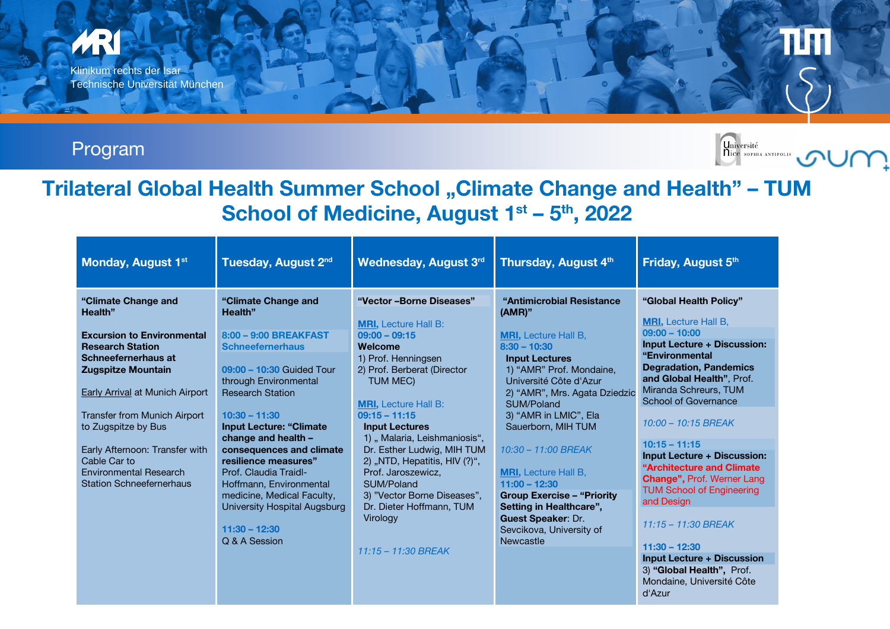MRI Klinikum rechts der Isar Technische Universität München

TUM

Program

Université Nice Sophia Antipolis

SUM

# Trilateral Global Health Summer School „Climate Change and Health" – TUM School of Medicine, August 1st – 5th, 2022

| Monday, August 1st | Tuesday, August 2nd | Wednesday, August 3rd | Thursday, August 4th | Friday, August 5th |
|---|---|---|---|---|
| **"Climate Change and Health"**<br><br>**Excursion to Environmental Research Station Schneefernerhaus at Zugspitze Mountain**<br><br>Early Arrival at Munich Airport<br><br>Transfer from Munich Airport to Zugspitze by Bus<br><br>Early Afternoon: Transfer with Cable Car to Environmental Research Station Schneefernerhaus | **"Climate Change and Health"**<br><br>**8:00 – 9:00 BREAKFAST Schneefernerhaus**<br><br>09:00 – 10:30 Guided Tour through Environmental Research Station<br><br>10:30 – 11:30<br>**Input Lecture: "Climate change and health – consequences and climate resilience measures"**<br>Prof. Claudia Traidl-Hoffmann, Environmental medicine, Medical Faculty, University Hospital Augsburg<br><br>11:30 – 12:30<br>Q & A Session | **"Vector –Borne Diseases"**<br><br>MRI, Lecture Hall B:<br>09:00 – 09:15<br>**Welcome**<br>1) Prof. Henningsen<br>2) Prof. Berberat (Director TUM MEC)<br><br>MRI, Lecture Hall B:<br>09:15 – 11:15<br>**Input Lectures**<br>1) „ Malaria, Leishmaniosis", Dr. Esther Ludwig, MIH TUM<br>2) „NTD, Hepatitis, HIV (?)", Prof. Jaroszewicz, SUM/Poland<br>3) "Vector Borne Diseases", Dr. Dieter Hoffmann, TUM Virology<br><br>*11:15 – 11:30 BREAK* | **"Antimicrobial Resistance (AMR)"**<br><br>MRI, Lecture Hall B,<br>8:30 – 10:30<br>**Input Lectures**<br>1) "AMR" Prof. Mondaine, Université Côte d'Azur<br>2) "AMR", Mrs. Agata Dziedzic SUM/Poland<br>3) "AMR in LMIC", Ela Sauerborn, MIH TUM<br><br>*10:30 – 11:00 BREAK*<br><br>MRI, Lecture Hall B,<br>11:00 – 12:30<br>**Group Exercise – "Priority Setting in Healthcare", Guest Speaker:** Dr. Sevcikova, University of Newcastle | **"Global Health Policy"**<br><br>MRI, Lecture Hall B,<br>09:00 – 10:00<br>**Input Lecture + Discussion: "Environmental Degradation, Pandemics and Global Health",** Prof. Miranda Schreurs, TUM School of Governance<br><br>*10:00 – 10:15 BREAK*<br><br>10:15 – 11:15<br>**Input Lecture + Discussion:** **"Architecture and Climate Change",** Prof. Werner Lang TUM School of Engineering and Design<br><br>*11:15 – 11:30 BREAK*<br><br>11:30 – 12:30<br>**Input Lecture + Discussion**<br>3) **"Global Health",** Prof. Mondaine, Université Côte d'Azur |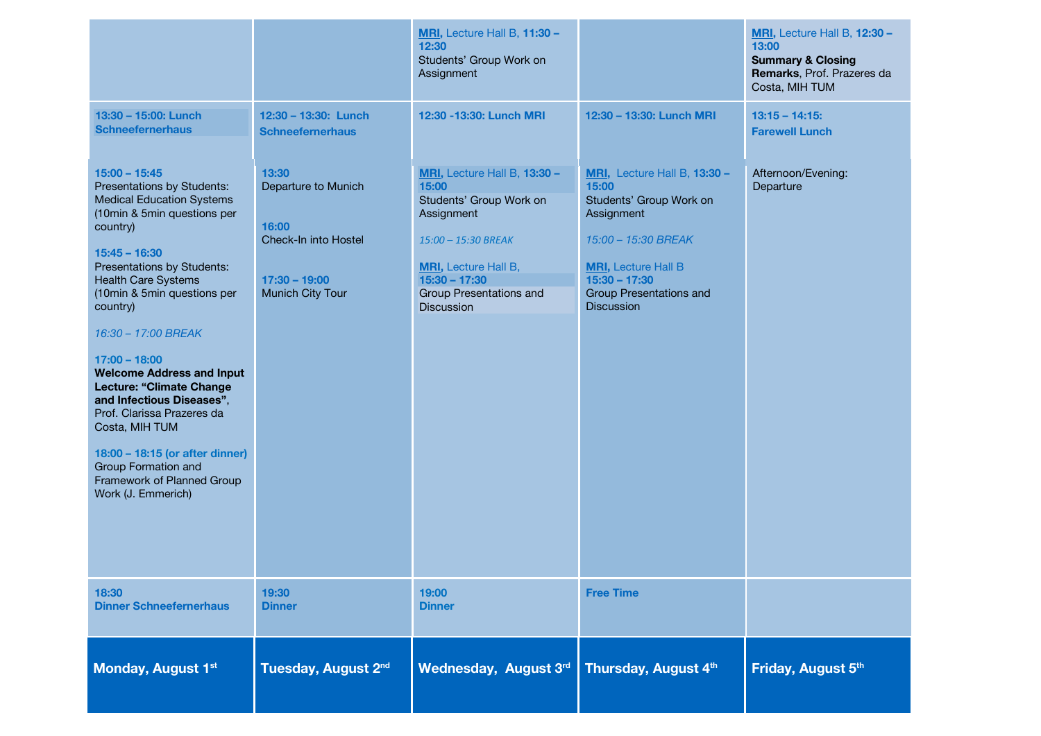| Monday, August 1st | Tuesday, August 2nd | Wednesday, August 3rd | Thursday, August 4th | Friday, August 5th |
|---|---|---|---|---|
| | | **MRI**, Lecture Hall B, **11:30 – 12:30** Students' Group Work on Assignment | | **MRI**, Lecture Hall B, **12:30 – 13:00** **Summary & Closing Remarks**, Prof. Prazeres da Costa, MIH TUM |
| **13:30 – 15:00: Lunch Schneefernerhaus** | **12:30 – 13:30: Lunch Schneefernerhaus** | **12:30 -13:30: Lunch MRI** | **12:30 – 13:30: Lunch MRI** | **13:15 – 14:15: Farewell Lunch** |
| **15:00 – 15:45** Presentations by Students: Medical Education Systems (10min & 5min questions per country) <br><br> **15:45 – 16:30** Presentations by Students: Health Care Systems (10min & 5min questions per country) <br><br> *16:30 – 17:00 BREAK* <br><br> **17:00 – 18:00** **Welcome Address and Input Lecture: "Climate Change and Infectious Diseases"**, Prof. Clarissa Prazeres da Costa, MIH TUM <br><br> **18:00 – 18:15 (or after dinner)** Group Formation and Framework of Planned Group Work (J. Emmerich) | **13:30** Departure to Munich <br><br> **16:00** Check-In into Hostel <br><br> **17:30 – 19:00** Munich City Tour | **MRI**, Lecture Hall B, **13:30 – 15:00** Students' Group Work on Assignment <br><br> *15:00 – 15:30 BREAK* <br><br> **MRI**, Lecture Hall B, **15:30 – 17:30** Group Presentations and Discussion | **MRI**, Lecture Hall B, **13:30 – 15:00** Students' Group Work on Assignment <br><br> *15:00 – 15:30 BREAK* <br><br> **MRI**, Lecture Hall B **15:30 – 17:30** Group Presentations and Discussion | Afternoon/Evening: Departure |
| **18:30 Dinner Schneefernerhaus** | **19:30 Dinner** | **19:00 Dinner** | **Free Time** | |